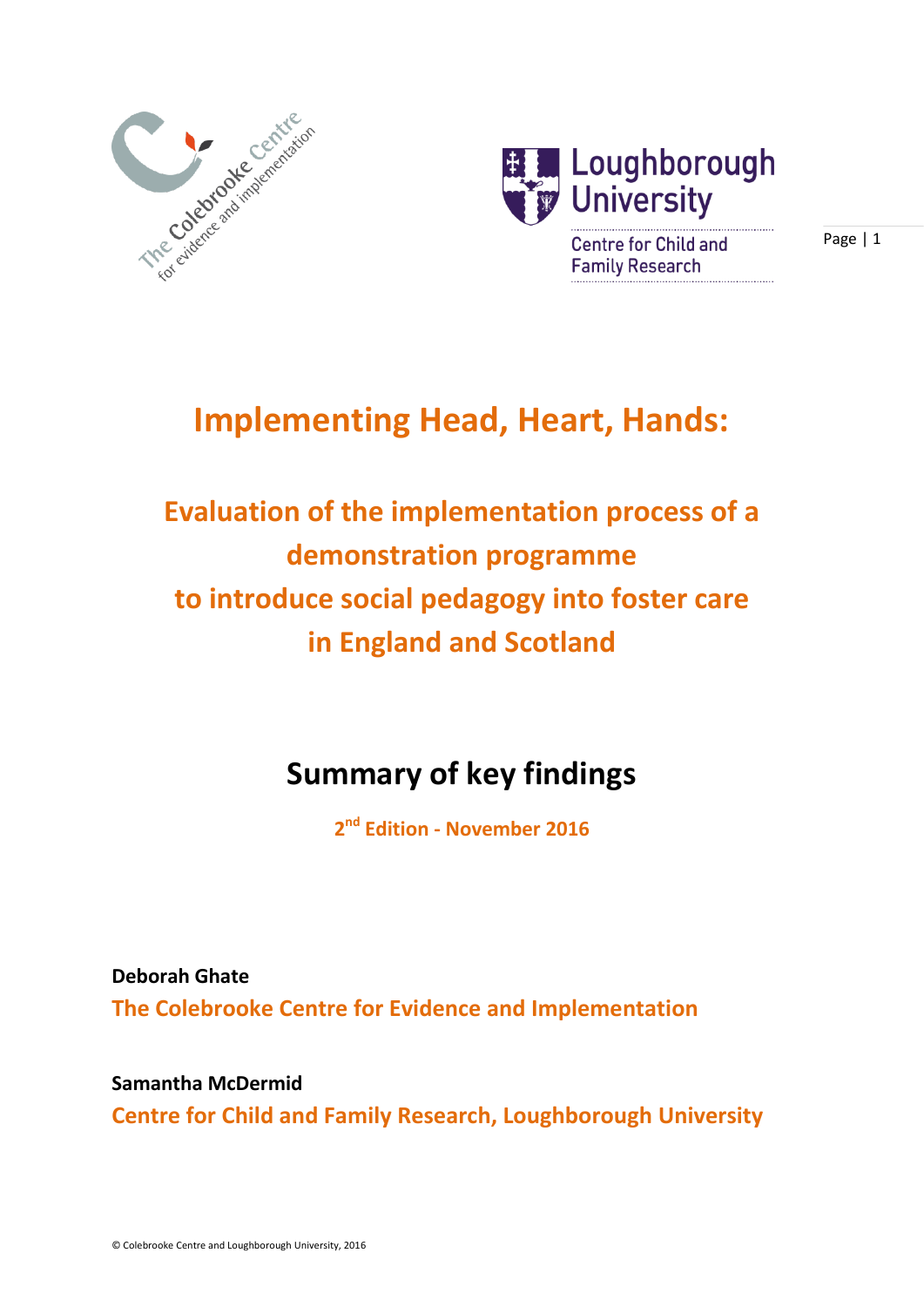# Implementing Head, Heart, Hands:

## Evaluation of the implementation process of a demonstration programme to introduce social pedagogy into foster care in England and Scotland

## Summary of key findings

2nd Edition - November 2016

**Deborah Ghate**
The Colebrooke Centre for Evidence and Implementation

**Samantha McDermid**
Centre for Child and Family Research, Loughborough University

© Colebrooke Centre and Loughborough University, 2016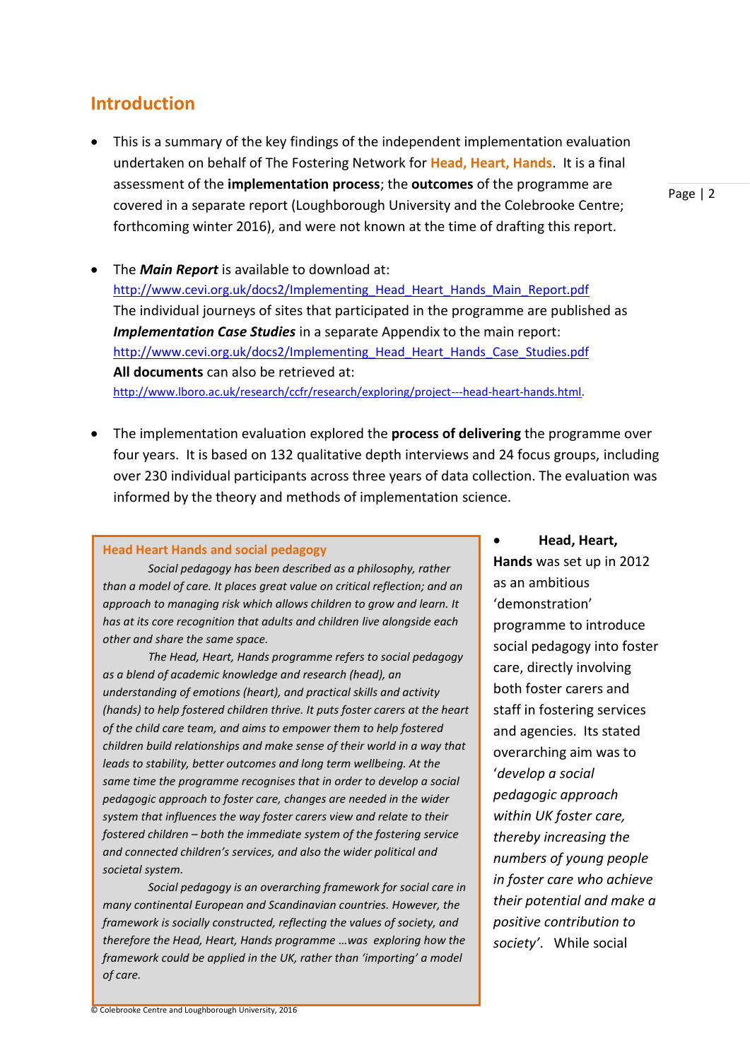## Introduction

- This is a summary of the key findings of the independent implementation evaluation undertaken on behalf of The Fostering Network for **Head, Heart, Hands**. It is a final assessment of the **implementation process**; the **outcomes** of the programme are covered in a separate report (Loughborough University and the Colebrooke Centre; forthcoming winter 2016), and were not known at the time of drafting this report.

- The ***Main Report*** is available to download at: http://www.cevi.org.uk/docs2/Implementing_Head_Heart_Hands_Main_Report.pdf
  The individual journeys of sites that participated in the programme are published as ***Implementation Case Studies*** in a separate Appendix to the main report: http://www.cevi.org.uk/docs2/Implementing_Head_Heart_Hands_Case_Studies.pdf
  **All documents** can also be retrieved at: http://www.lboro.ac.uk/research/ccfr/research/exploring/project---head-heart-hands.html.

- The implementation evaluation explored the **process of delivering** the programme over four years. It is based on 132 qualitative depth interviews and 24 focus groups, including over 230 individual participants across three years of data collection. The evaluation was informed by the theory and methods of implementation science.

### Head Heart Hands and social pedagogy

*Social pedagogy has been described as a philosophy, rather than a model of care. It places great value on critical reflection; and an approach to managing risk which allows children to grow and learn. It has at its core recognition that adults and children live alongside each other and share the same space.*

*The Head, Heart, Hands programme refers to social pedagogy as a blend of academic knowledge and research (head), an understanding of emotions (heart), and practical skills and activity (hands) to help fostered children thrive. It puts foster carers at the heart of the child care team, and aims to empower them to help fostered children build relationships and make sense of their world in a way that leads to stability, better outcomes and long term wellbeing. At the same time the programme recognises that in order to develop a social pedagogic approach to foster care, changes are needed in the wider system that influences the way foster carers view and relate to their fostered children – both the immediate system of the fostering service and connected children's services, and also the wider political and societal system.*

*Social pedagogy is an overarching framework for social care in many continental European and Scandinavian countries. However, the framework is socially constructed, reflecting the values of society, and therefore the Head, Heart, Hands programme …was exploring how the framework could be applied in the UK, rather than 'importing' a model of care.*

- **Head, Heart, Hands** was set up in 2012 as an ambitious 'demonstration' programme to introduce social pedagogy into foster care, directly involving both foster carers and staff in fostering services and agencies. Its stated overarching aim was to '*develop a social pedagogic approach within UK foster care, thereby increasing the numbers of young people in foster care who achieve their potential and make a positive contribution to society*'. While social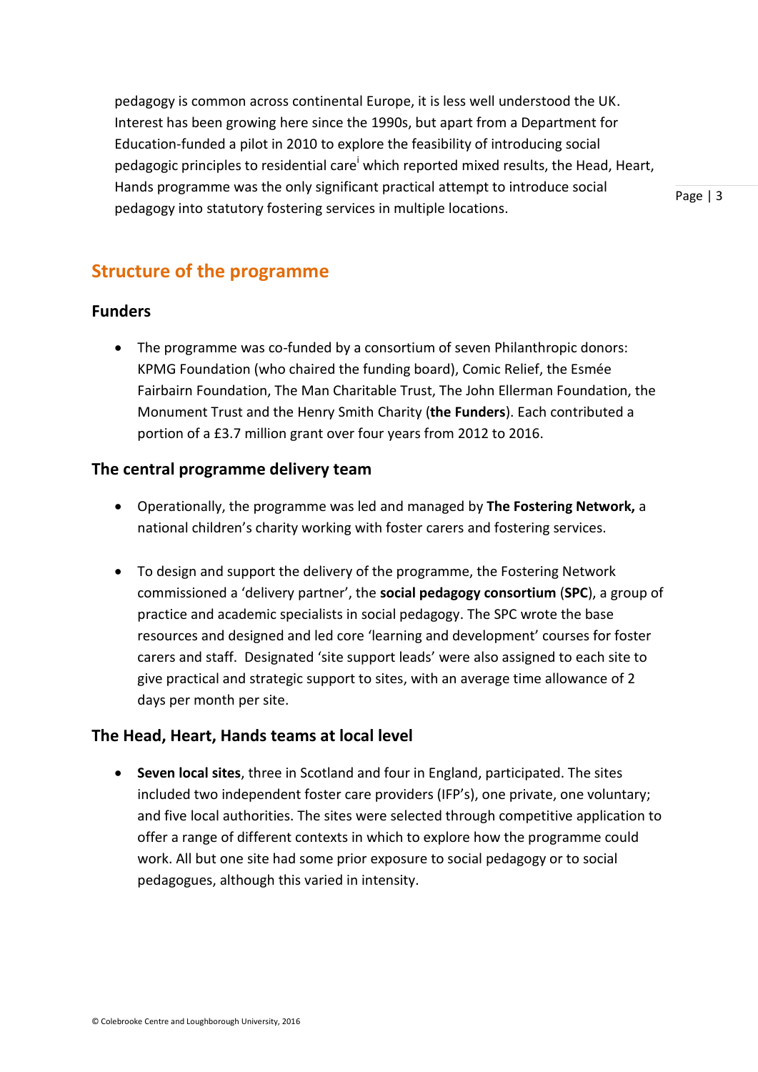pedagogy is common across continental Europe, it is less well understood the UK. Interest has been growing here since the 1990s, but apart from a Department for Education-funded a pilot in 2010 to explore the feasibility of introducing social pedagogic principles to residential care[i] which reported mixed results, the Head, Heart, Hands programme was the only significant practical attempt to introduce social pedagogy into statutory fostering services in multiple locations.

## Structure of the programme

### Funders

- The programme was co-funded by a consortium of seven Philanthropic donors: KPMG Foundation (who chaired the funding board), Comic Relief, the Esmée Fairbairn Foundation, The Man Charitable Trust, The John Ellerman Foundation, the Monument Trust and the Henry Smith Charity (**the Funders**). Each contributed a portion of a £3.7 million grant over four years from 2012 to 2016.

### The central programme delivery team

- Operationally, the programme was led and managed by **The Fostering Network,** a national children's charity working with foster carers and fostering services.

- To design and support the delivery of the programme, the Fostering Network commissioned a 'delivery partner', the **social pedagogy consortium** (**SPC**), a group of practice and academic specialists in social pedagogy. The SPC wrote the base resources and designed and led core 'learning and development' courses for foster carers and staff. Designated 'site support leads' were also assigned to each site to give practical and strategic support to sites, with an average time allowance of 2 days per month per site.

### The Head, Heart, Hands teams at local level

- **Seven local sites**, three in Scotland and four in England, participated. The sites included two independent foster care providers (IFP's), one private, one voluntary; and five local authorities. The sites were selected through competitive application to offer a range of different contexts in which to explore how the programme could work. All but one site had some prior exposure to social pedagogy or to social pedagogues, although this varied in intensity.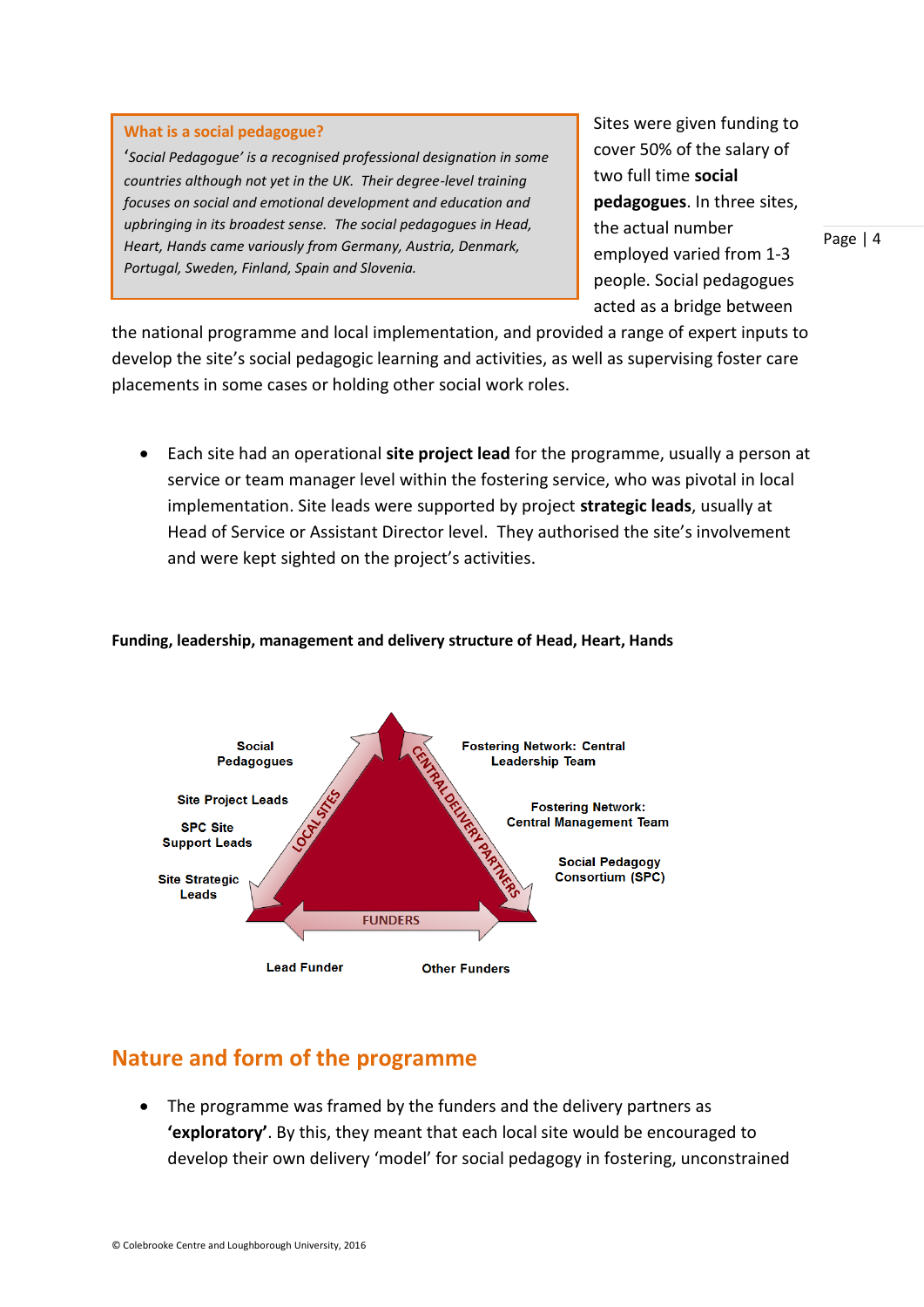> **What is a social pedagogue?**
>
> *'Social Pedagogue' is a recognised professional designation in some countries although not yet in the UK. Their degree-level training focuses on social and emotional development and education and upbringing in its broadest sense. The social pedagogues in Head, Heart, Hands came variously from Germany, Austria, Denmark, Portugal, Sweden, Finland, Spain and Slovenia.*

Sites were given funding to cover 50% of the salary of two full time **social pedagogues**. In three sites, the actual number employed varied from 1-3 people. Social pedagogues acted as a bridge between the national programme and local implementation, and provided a range of expert inputs to develop the site's social pedagogic learning and activities, as well as supervising foster care placements in some cases or holding other social work roles.

- Each site had an operational **site project lead** for the programme, usually a person at service or team manager level within the fostering service, who was pivotal in local implementation. Site leads were supported by project **strategic leads**, usually at Head of Service or Assistant Director level. They authorised the site's involvement and were kept sighted on the project's activities.

**Funding, leadership, management and delivery structure of Head, Heart, Hands**

Social Pedagogues

Site Project Leads

SPC Site Support Leads

Site Strategic Leads

LOCAL SITES

CENTRAL DELIVERY PARTNERS

Fostering Network: Central Leadership Team

Fostering Network: Central Management Team

Social Pedagogy Consortium (SPC)

FUNDERS

Lead Funder

Other Funders

## Nature and form of the programme

- The programme was framed by the funders and the delivery partners as **'exploratory'**. By this, they meant that each local site would be encouraged to develop their own delivery 'model' for social pedagogy in fostering, unconstrained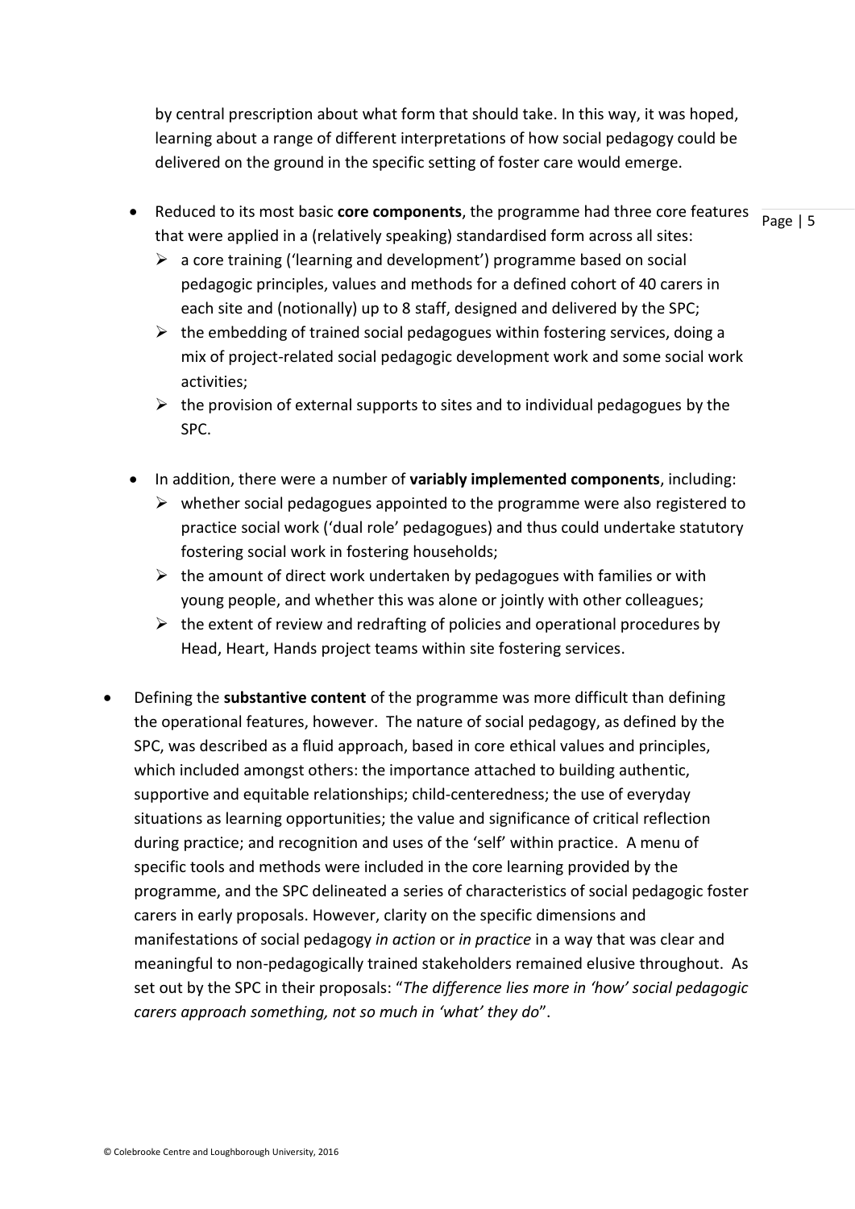by central prescription about what form that should take. In this way, it was hoped, learning about a range of different interpretations of how social pedagogy could be delivered on the ground in the specific setting of foster care would emerge.

- Reduced to its most basic **core components**, the programme had three core features that were applied in a (relatively speaking) standardised form across all sites:
  - a core training ('learning and development') programme based on social pedagogic principles, values and methods for a defined cohort of 40 carers in each site and (notionally) up to 8 staff, designed and delivered by the SPC;
  - the embedding of trained social pedagogues within fostering services, doing a mix of project-related social pedagogic development work and some social work activities;
  - the provision of external supports to sites and to individual pedagogues by the SPC.

- In addition, there were a number of **variably implemented components**, including:
  - whether social pedagogues appointed to the programme were also registered to practice social work ('dual role' pedagogues) and thus could undertake statutory fostering social work in fostering households;
  - the amount of direct work undertaken by pedagogues with families or with young people, and whether this was alone or jointly with other colleagues;
  - the extent of review and redrafting of policies and operational procedures by Head, Heart, Hands project teams within site fostering services.

- Defining the **substantive content** of the programme was more difficult than defining the operational features, however. The nature of social pedagogy, as defined by the SPC, was described as a fluid approach, based in core ethical values and principles, which included amongst others: the importance attached to building authentic, supportive and equitable relationships; child-centeredness; the use of everyday situations as learning opportunities; the value and significance of critical reflection during practice; and recognition and uses of the 'self' within practice. A menu of specific tools and methods were included in the core learning provided by the programme, and the SPC delineated a series of characteristics of social pedagogic foster carers in early proposals. However, clarity on the specific dimensions and manifestations of social pedagogy *in action* or *in practice* in a way that was clear and meaningful to non-pedagogically trained stakeholders remained elusive throughout. As set out by the SPC in their proposals: "*The difference lies more in 'how' social pedagogic carers approach something, not so much in 'what' they do*".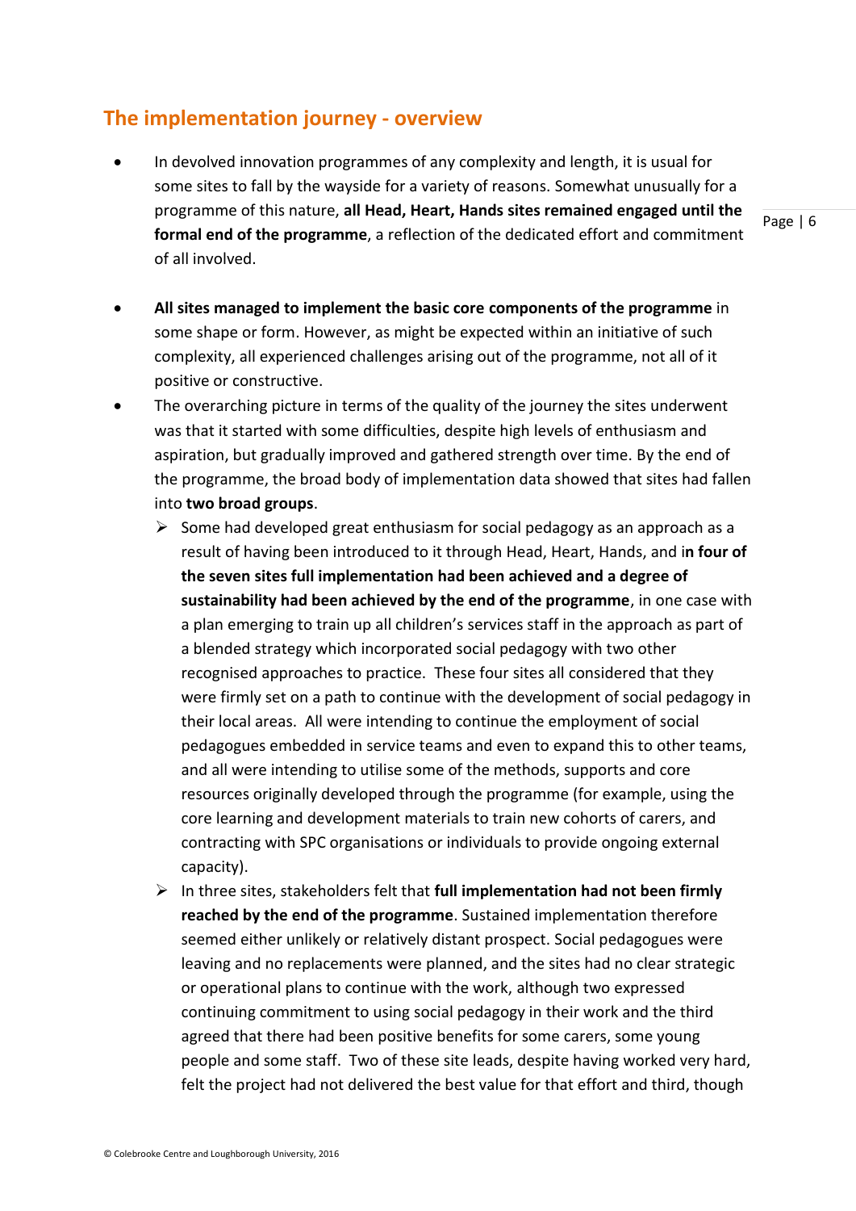## The implementation journey - overview

- In devolved innovation programmes of any complexity and length, it is usual for some sites to fall by the wayside for a variety of reasons. Somewhat unusually for a programme of this nature, **all Head, Heart, Hands sites remained engaged until the formal end of the programme**, a reflection of the dedicated effort and commitment of all involved.

- **All sites managed to implement the basic core components of the programme** in some shape or form. However, as might be expected within an initiative of such complexity, all experienced challenges arising out of the programme, not all of it positive or constructive.
- The overarching picture in terms of the quality of the journey the sites underwent was that it started with some difficulties, despite high levels of enthusiasm and aspiration, but gradually improved and gathered strength over time. By the end of the programme, the broad body of implementation data showed that sites had fallen into **two broad groups**.
  - Some had developed great enthusiasm for social pedagogy as an approach as a result of having been introduced to it through Head, Heart, Hands, and i**n four of the seven sites full implementation had been achieved and a degree of sustainability had been achieved by the end of the programme**, in one case with a plan emerging to train up all children's services staff in the approach as part of a blended strategy which incorporated social pedagogy with two other recognised approaches to practice. These four sites all considered that they were firmly set on a path to continue with the development of social pedagogy in their local areas. All were intending to continue the employment of social pedagogues embedded in service teams and even to expand this to other teams, and all were intending to utilise some of the methods, supports and core resources originally developed through the programme (for example, using the core learning and development materials to train new cohorts of carers, and contracting with SPC organisations or individuals to provide ongoing external capacity).
  - In three sites, stakeholders felt that **full implementation had not been firmly reached by the end of the programme**. Sustained implementation therefore seemed either unlikely or relatively distant prospect. Social pedagogues were leaving and no replacements were planned, and the sites had no clear strategic or operational plans to continue with the work, although two expressed continuing commitment to using social pedagogy in their work and the third agreed that there had been positive benefits for some carers, some young people and some staff. Two of these site leads, despite having worked very hard, felt the project had not delivered the best value for that effort and third, though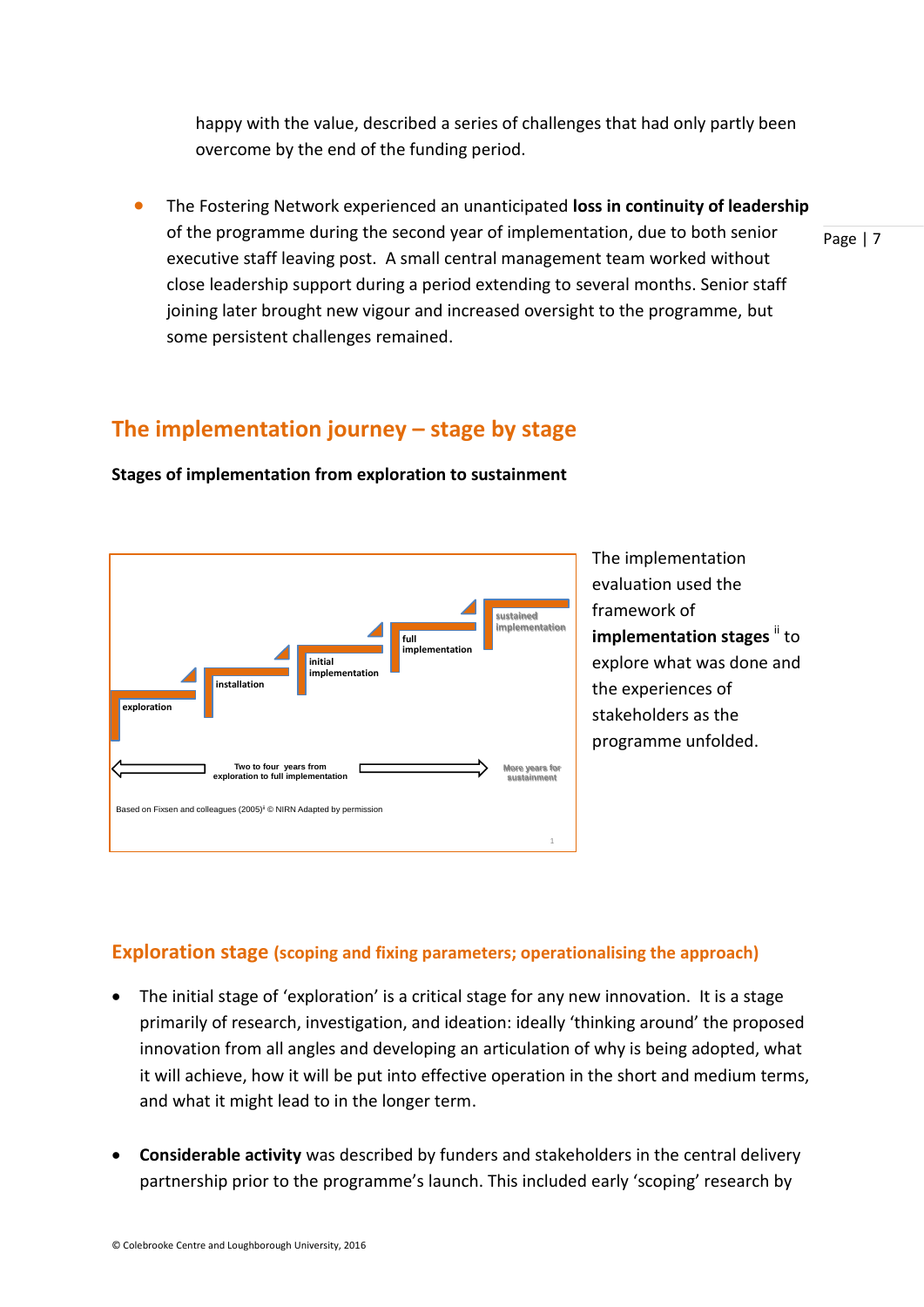happy with the value, described a series of challenges that had only partly been overcome by the end of the funding period.

- The Fostering Network experienced an unanticipated **loss in continuity of leadership** of the programme during the second year of implementation, due to both senior executive staff leaving post. A small central management team worked without close leadership support during a period extending to several months. Senior staff joining later brought new vigour and increased oversight to the programme, but some persistent challenges remained.

## The implementation journey – stage by stage

**Stages of implementation from exploration to sustainment**

exploration | installation | initial implementation | full implementation | sustained implementation

Two to four years from exploration to full implementation — More years for sustainment

Based on Fixsen and colleagues (2005)[i] © NIRN Adapted by permission

The implementation evaluation used the framework of **implementation stages** [ii] to explore what was done and the experiences of stakeholders as the programme unfolded.

### Exploration stage (scoping and fixing parameters; operationalising the approach)

- The initial stage of 'exploration' is a critical stage for any new innovation. It is a stage primarily of research, investigation, and ideation: ideally 'thinking around' the proposed innovation from all angles and developing an articulation of why is being adopted, what it will achieve, how it will be put into effective operation in the short and medium terms, and what it might lead to in the longer term.

- **Considerable activity** was described by funders and stakeholders in the central delivery partnership prior to the programme's launch. This included early 'scoping' research by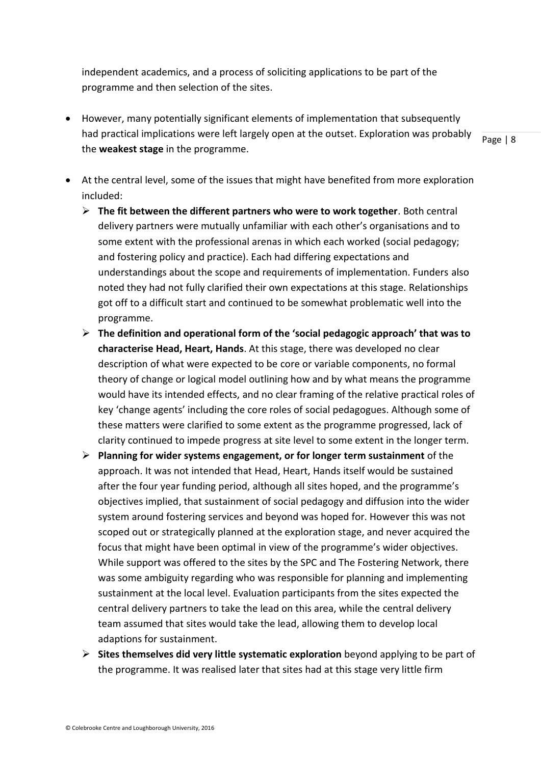independent academics, and a process of soliciting applications to be part of the programme and then selection of the sites.

- However, many potentially significant elements of implementation that subsequently had practical implications were left largely open at the outset. Exploration was probably the **weakest stage** in the programme.

- At the central level, some of the issues that might have benefited from more exploration included:
  - **The fit between the different partners who were to work together**. Both central delivery partners were mutually unfamiliar with each other's organisations and to some extent with the professional arenas in which each worked (social pedagogy; and fostering policy and practice). Each had differing expectations and understandings about the scope and requirements of implementation. Funders also noted they had not fully clarified their own expectations at this stage. Relationships got off to a difficult start and continued to be somewhat problematic well into the programme.
  - **The definition and operational form of the 'social pedagogic approach' that was to characterise Head, Heart, Hands**. At this stage, there was developed no clear description of what were expected to be core or variable components, no formal theory of change or logical model outlining how and by what means the programme would have its intended effects, and no clear framing of the relative practical roles of key 'change agents' including the core roles of social pedagogues. Although some of these matters were clarified to some extent as the programme progressed, lack of clarity continued to impede progress at site level to some extent in the longer term.
  - **Planning for wider systems engagement, or for longer term sustainment** of the approach. It was not intended that Head, Heart, Hands itself would be sustained after the four year funding period, although all sites hoped, and the programme's objectives implied, that sustainment of social pedagogy and diffusion into the wider system around fostering services and beyond was hoped for. However this was not scoped out or strategically planned at the exploration stage, and never acquired the focus that might have been optimal in view of the programme's wider objectives. While support was offered to the sites by the SPC and The Fostering Network, there was some ambiguity regarding who was responsible for planning and implementing sustainment at the local level. Evaluation participants from the sites expected the central delivery partners to take the lead on this area, while the central delivery team assumed that sites would take the lead, allowing them to develop local adaptions for sustainment.
  - **Sites themselves did very little systematic exploration** beyond applying to be part of the programme. It was realised later that sites had at this stage very little firm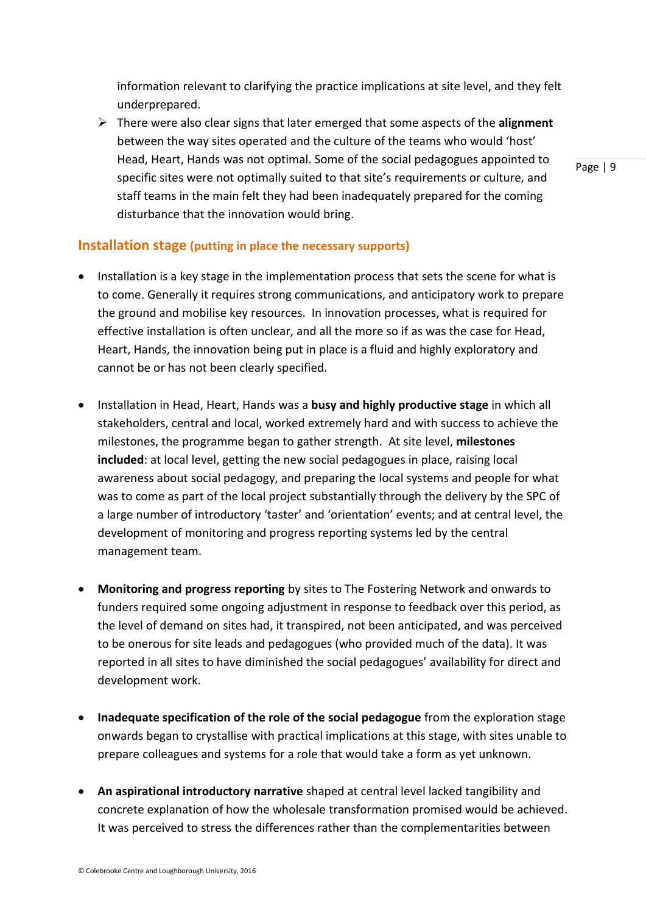information relevant to clarifying the practice implications at site level, and they felt underprepared.

- There were also clear signs that later emerged that some aspects of the **alignment** between the way sites operated and the culture of the teams who would 'host' Head, Heart, Hands was not optimal. Some of the social pedagogues appointed to specific sites were not optimally suited to that site's requirements or culture, and staff teams in the main felt they had been inadequately prepared for the coming disturbance that the innovation would bring.

## Installation stage (putting in place the necessary supports)

- Installation is a key stage in the implementation process that sets the scene for what is to come. Generally it requires strong communications, and anticipatory work to prepare the ground and mobilise key resources. In innovation processes, what is required for effective installation is often unclear, and all the more so if as was the case for Head, Heart, Hands, the innovation being put in place is a fluid and highly exploratory and cannot be or has not been clearly specified.

- Installation in Head, Heart, Hands was a **busy and highly productive stage** in which all stakeholders, central and local, worked extremely hard and with success to achieve the milestones, the programme began to gather strength. At site level, **milestones included**: at local level, getting the new social pedagogues in place, raising local awareness about social pedagogy, and preparing the local systems and people for what was to come as part of the local project substantially through the delivery by the SPC of a large number of introductory 'taster' and 'orientation' events; and at central level, the development of monitoring and progress reporting systems led by the central management team.

- **Monitoring and progress reporting** by sites to The Fostering Network and onwards to funders required some ongoing adjustment in response to feedback over this period, as the level of demand on sites had, it transpired, not been anticipated, and was perceived to be onerous for site leads and pedagogues (who provided much of the data). It was reported in all sites to have diminished the social pedagogues' availability for direct and development work.

- **Inadequate specification of the role of the social pedagogue** from the exploration stage onwards began to crystallise with practical implications at this stage, with sites unable to prepare colleagues and systems for a role that would take a form as yet unknown.

- **An aspirational introductory narrative** shaped at central level lacked tangibility and concrete explanation of how the wholesale transformation promised would be achieved. It was perceived to stress the differences rather than the complementarities between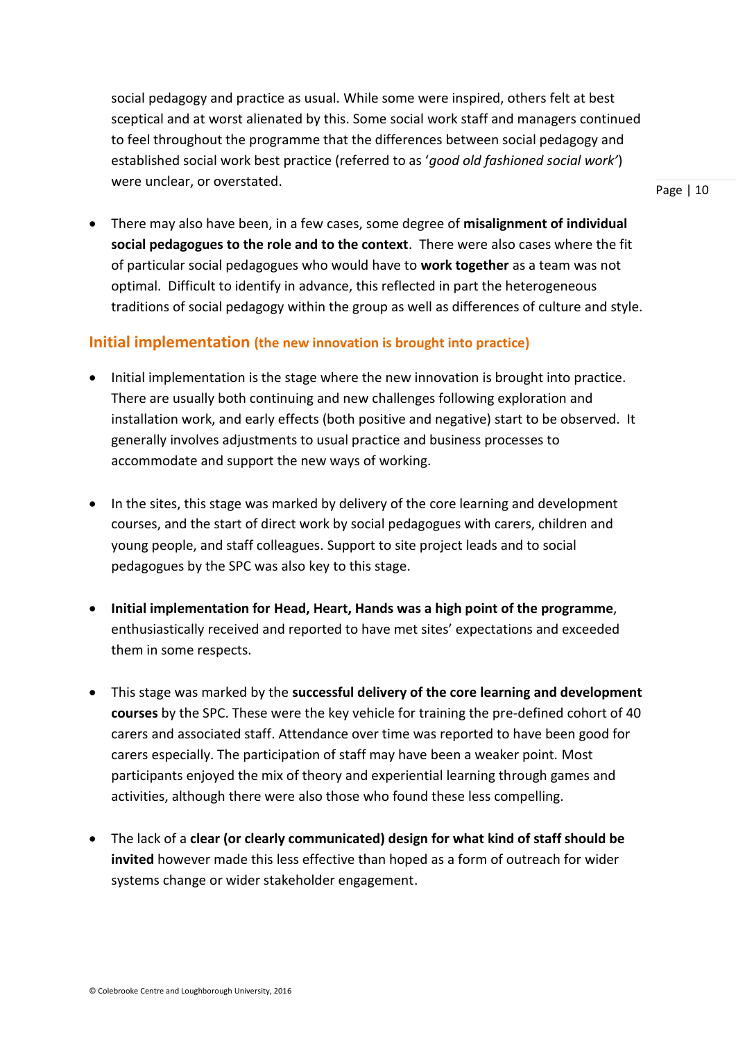social pedagogy and practice as usual. While some were inspired, others felt at best sceptical and at worst alienated by this. Some social work staff and managers continued to feel throughout the programme that the differences between social pedagogy and established social work best practice (referred to as '*good old fashioned social work'*) were unclear, or overstated.

- There may also have been, in a few cases, some degree of **misalignment of individual social pedagogues to the role and to the context**. There were also cases where the fit of particular social pedagogues who would have to **work together** as a team was not optimal. Difficult to identify in advance, this reflected in part the heterogeneous traditions of social pedagogy within the group as well as differences of culture and style.

## Initial implementation (the new innovation is brought into practice)

- Initial implementation is the stage where the new innovation is brought into practice. There are usually both continuing and new challenges following exploration and installation work, and early effects (both positive and negative) start to be observed. It generally involves adjustments to usual practice and business processes to accommodate and support the new ways of working.

- In the sites, this stage was marked by delivery of the core learning and development courses, and the start of direct work by social pedagogues with carers, children and young people, and staff colleagues. Support to site project leads and to social pedagogues by the SPC was also key to this stage.

- **Initial implementation for Head, Heart, Hands was a high point of the programme**, enthusiastically received and reported to have met sites' expectations and exceeded them in some respects.

- This stage was marked by the **successful delivery of the core learning and development courses** by the SPC. These were the key vehicle for training the pre-defined cohort of 40 carers and associated staff. Attendance over time was reported to have been good for carers especially. The participation of staff may have been a weaker point. Most participants enjoyed the mix of theory and experiential learning through games and activities, although there were also those who found these less compelling.

- The lack of a **clear (or clearly communicated) design for what kind of staff should be invited** however made this less effective than hoped as a form of outreach for wider systems change or wider stakeholder engagement.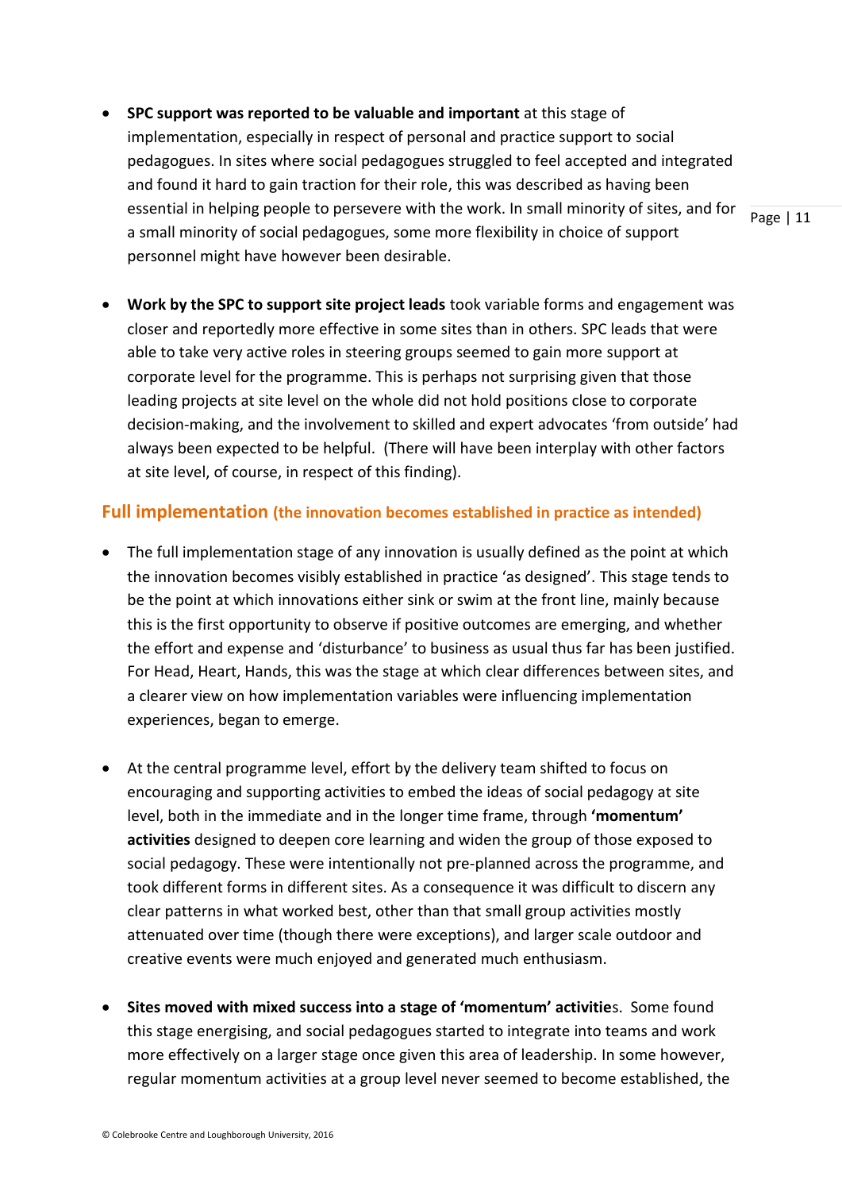- **SPC support was reported to be valuable and important** at this stage of implementation, especially in respect of personal and practice support to social pedagogues. In sites where social pedagogues struggled to feel accepted and integrated and found it hard to gain traction for their role, this was described as having been essential in helping people to persevere with the work. In small minority of sites, and for a small minority of social pedagogues, some more flexibility in choice of support personnel might have however been desirable.

- **Work by the SPC to support site project leads** took variable forms and engagement was closer and reportedly more effective in some sites than in others. SPC leads that were able to take very active roles in steering groups seemed to gain more support at corporate level for the programme. This is perhaps not surprising given that those leading projects at site level on the whole did not hold positions close to corporate decision-making, and the involvement to skilled and expert advocates 'from outside' had always been expected to be helpful. (There will have been interplay with other factors at site level, of course, in respect of this finding).

## Full implementation (the innovation becomes established in practice as intended)

- The full implementation stage of any innovation is usually defined as the point at which the innovation becomes visibly established in practice 'as designed'. This stage tends to be the point at which innovations either sink or swim at the front line, mainly because this is the first opportunity to observe if positive outcomes are emerging, and whether the effort and expense and 'disturbance' to business as usual thus far has been justified. For Head, Heart, Hands, this was the stage at which clear differences between sites, and a clearer view on how implementation variables were influencing implementation experiences, began to emerge.

- At the central programme level, effort by the delivery team shifted to focus on encouraging and supporting activities to embed the ideas of social pedagogy at site level, both in the immediate and in the longer time frame, through **'momentum' activities** designed to deepen core learning and widen the group of those exposed to social pedagogy. These were intentionally not pre-planned across the programme, and took different forms in different sites. As a consequence it was difficult to discern any clear patterns in what worked best, other than that small group activities mostly attenuated over time (though there were exceptions), and larger scale outdoor and creative events were much enjoyed and generated much enthusiasm.

- **Sites moved with mixed success into a stage of 'momentum' activitie**s. Some found this stage energising, and social pedagogues started to integrate into teams and work more effectively on a larger stage once given this area of leadership. In some however, regular momentum activities at a group level never seemed to become established, the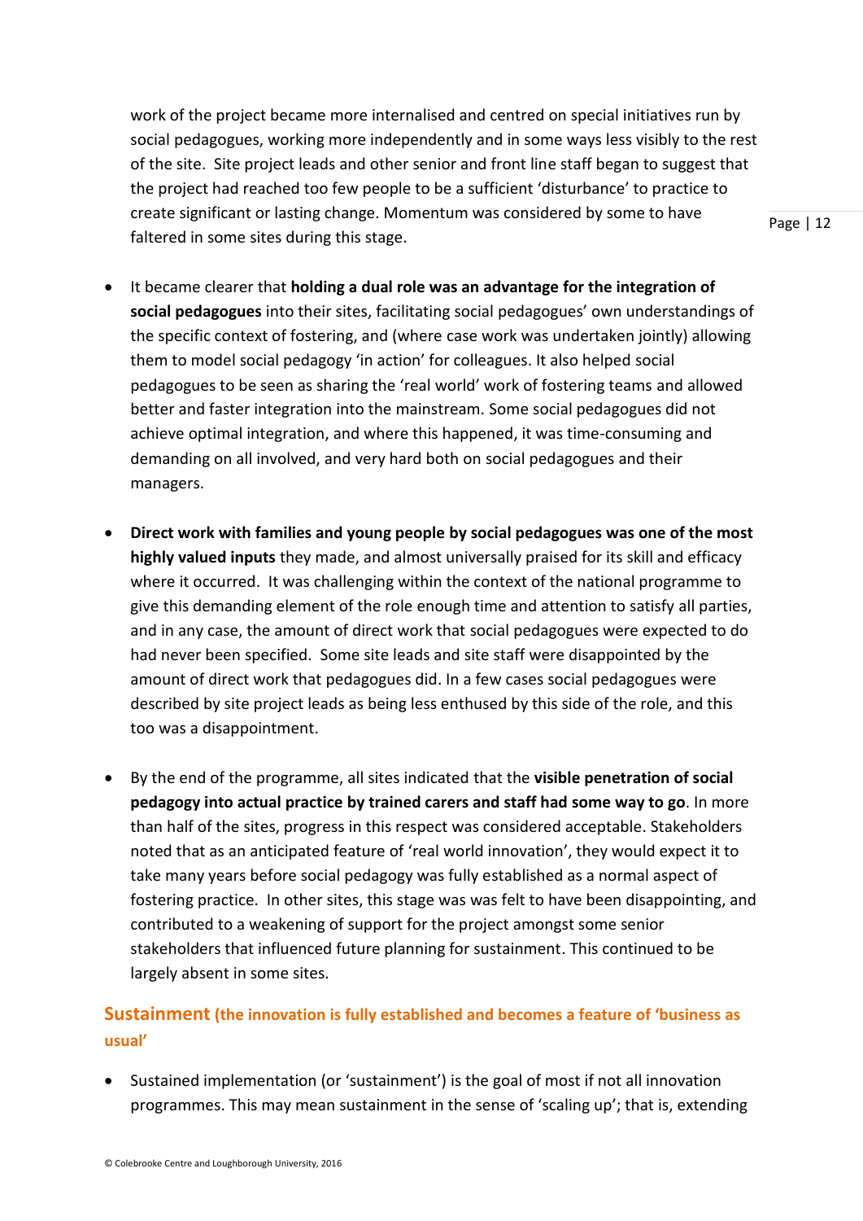work of the project became more internalised and centred on special initiatives run by social pedagogues, working more independently and in some ways less visibly to the rest of the site. Site project leads and other senior and front line staff began to suggest that the project had reached too few people to be a sufficient 'disturbance' to practice to create significant or lasting change. Momentum was considered by some to have faltered in some sites during this stage.

- It became clearer that **holding a dual role was an advantage for the integration of social pedagogues** into their sites, facilitating social pedagogues' own understandings of the specific context of fostering, and (where case work was undertaken jointly) allowing them to model social pedagogy 'in action' for colleagues. It also helped social pedagogues to be seen as sharing the 'real world' work of fostering teams and allowed better and faster integration into the mainstream. Some social pedagogues did not achieve optimal integration, and where this happened, it was time-consuming and demanding on all involved, and very hard both on social pedagogues and their managers.

- **Direct work with families and young people by social pedagogues was one of the most highly valued inputs** they made, and almost universally praised for its skill and efficacy where it occurred. It was challenging within the context of the national programme to give this demanding element of the role enough time and attention to satisfy all parties, and in any case, the amount of direct work that social pedagogues were expected to do had never been specified. Some site leads and site staff were disappointed by the amount of direct work that pedagogues did. In a few cases social pedagogues were described by site project leads as being less enthused by this side of the role, and this too was a disappointment.

- By the end of the programme, all sites indicated that the **visible penetration of social pedagogy into actual practice by trained carers and staff had some way to go**. In more than half of the sites, progress in this respect was considered acceptable. Stakeholders noted that as an anticipated feature of 'real world innovation', they would expect it to take many years before social pedagogy was fully established as a normal aspect of fostering practice. In other sites, this stage was was felt to have been disappointing, and contributed to a weakening of support for the project amongst some senior stakeholders that influenced future planning for sustainment. This continued to be largely absent in some sites.

### Sustainment (the innovation is fully established and becomes a feature of 'business as usual'

- Sustained implementation (or 'sustainment') is the goal of most if not all innovation programmes. This may mean sustainment in the sense of 'scaling up'; that is, extending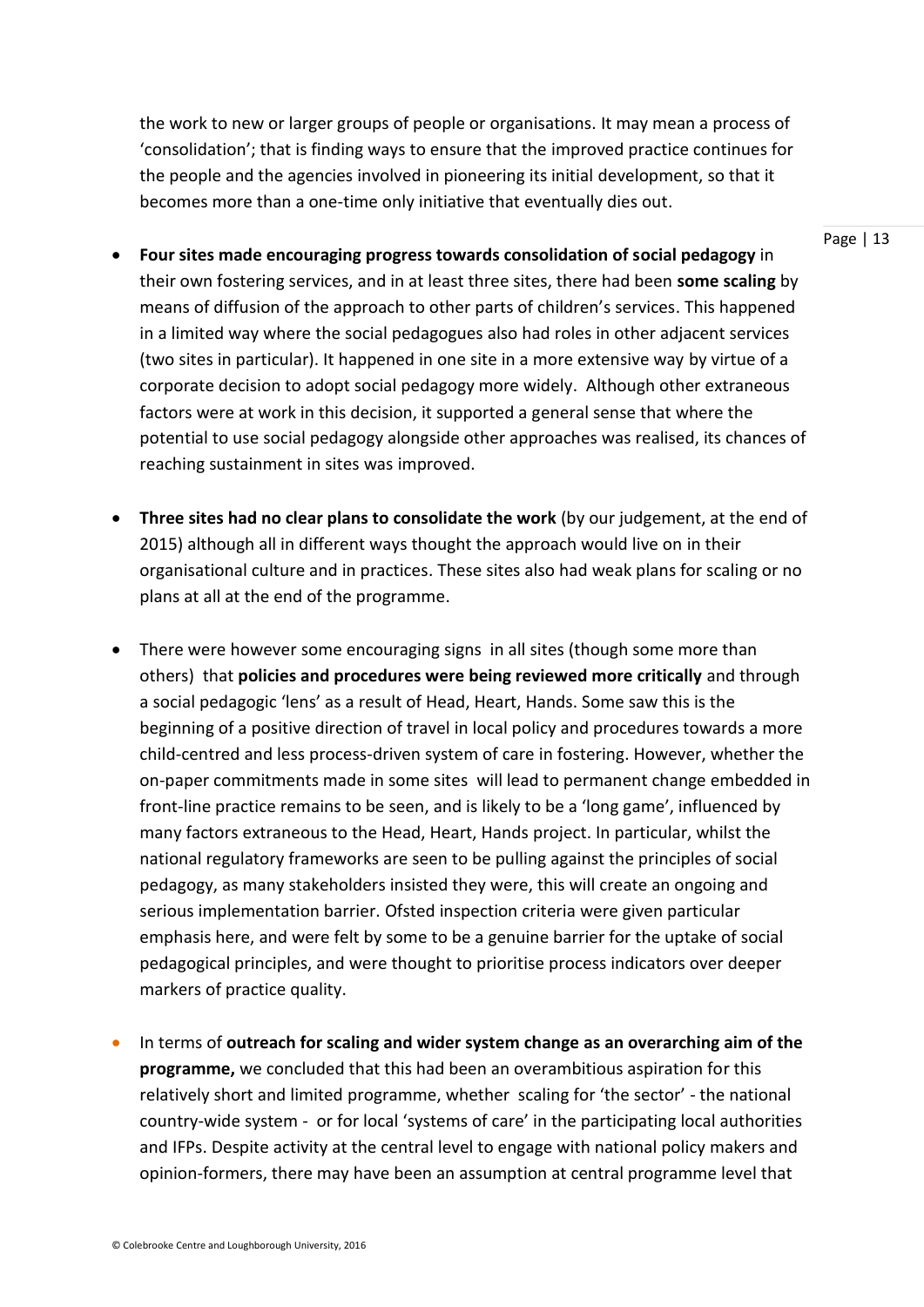the work to new or larger groups of people or organisations. It may mean a process of 'consolidation'; that is finding ways to ensure that the improved practice continues for the people and the agencies involved in pioneering its initial development, so that it becomes more than a one-time only initiative that eventually dies out.

- **Four sites made encouraging progress towards consolidation of social pedagogy** in their own fostering services, and in at least three sites, there had been **some scaling** by means of diffusion of the approach to other parts of children's services. This happened in a limited way where the social pedagogues also had roles in other adjacent services (two sites in particular). It happened in one site in a more extensive way by virtue of a corporate decision to adopt social pedagogy more widely. Although other extraneous factors were at work in this decision, it supported a general sense that where the potential to use social pedagogy alongside other approaches was realised, its chances of reaching sustainment in sites was improved.

- **Three sites had no clear plans to consolidate the work** (by our judgement, at the end of 2015) although all in different ways thought the approach would live on in their organisational culture and in practices. These sites also had weak plans for scaling or no plans at all at the end of the programme.

- There were however some encouraging signs in all sites (though some more than others) that **policies and procedures were being reviewed more critically** and through a social pedagogic 'lens' as a result of Head, Heart, Hands. Some saw this is the beginning of a positive direction of travel in local policy and procedures towards a more child-centred and less process-driven system of care in fostering. However, whether the on-paper commitments made in some sites will lead to permanent change embedded in front-line practice remains to be seen, and is likely to be a 'long game', influenced by many factors extraneous to the Head, Heart, Hands project. In particular, whilst the national regulatory frameworks are seen to be pulling against the principles of social pedagogy, as many stakeholders insisted they were, this will create an ongoing and serious implementation barrier. Ofsted inspection criteria were given particular emphasis here, and were felt by some to be a genuine barrier for the uptake of social pedagogical principles, and were thought to prioritise process indicators over deeper markers of practice quality.

- In terms of **outreach for scaling and wider system change as an overarching aim of the programme,** we concluded that this had been an overambitious aspiration for this relatively short and limited programme, whether scaling for 'the sector' - the national country-wide system - or for local 'systems of care' in the participating local authorities and IFPs. Despite activity at the central level to engage with national policy makers and opinion-formers, there may have been an assumption at central programme level that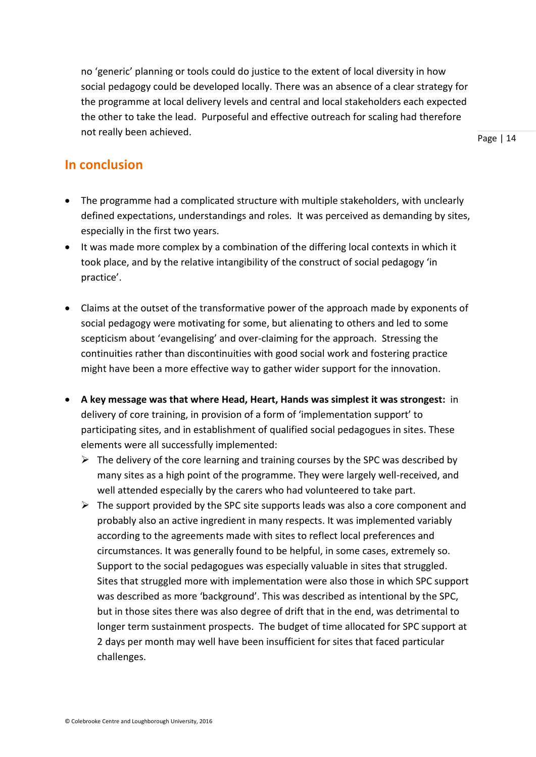no 'generic' planning or tools could do justice to the extent of local diversity in how social pedagogy could be developed locally. There was an absence of a clear strategy for the programme at local delivery levels and central and local stakeholders each expected the other to take the lead. Purposeful and effective outreach for scaling had therefore not really been achieved.

## In conclusion

- The programme had a complicated structure with multiple stakeholders, with unclearly defined expectations, understandings and roles. It was perceived as demanding by sites, especially in the first two years.
- It was made more complex by a combination of the differing local contexts in which it took place, and by the relative intangibility of the construct of social pedagogy 'in practice'.
- Claims at the outset of the transformative power of the approach made by exponents of social pedagogy were motivating for some, but alienating to others and led to some scepticism about 'evangelising' and over-claiming for the approach. Stressing the continuities rather than discontinuities with good social work and fostering practice might have been a more effective way to gather wider support for the innovation.
- **A key message was that where Head, Heart, Hands was simplest it was strongest:** in delivery of core training, in provision of a form of 'implementation support' to participating sites, and in establishment of qualified social pedagogues in sites. These elements were all successfully implemented:
  - The delivery of the core learning and training courses by the SPC was described by many sites as a high point of the programme. They were largely well-received, and well attended especially by the carers who had volunteered to take part.
  - The support provided by the SPC site supports leads was also a core component and probably also an active ingredient in many respects. It was implemented variably according to the agreements made with sites to reflect local preferences and circumstances. It was generally found to be helpful, in some cases, extremely so. Support to the social pedagogues was especially valuable in sites that struggled. Sites that struggled more with implementation were also those in which SPC support was described as more 'background'. This was described as intentional by the SPC, but in those sites there was also degree of drift that in the end, was detrimental to longer term sustainment prospects. The budget of time allocated for SPC support at 2 days per month may well have been insufficient for sites that faced particular challenges.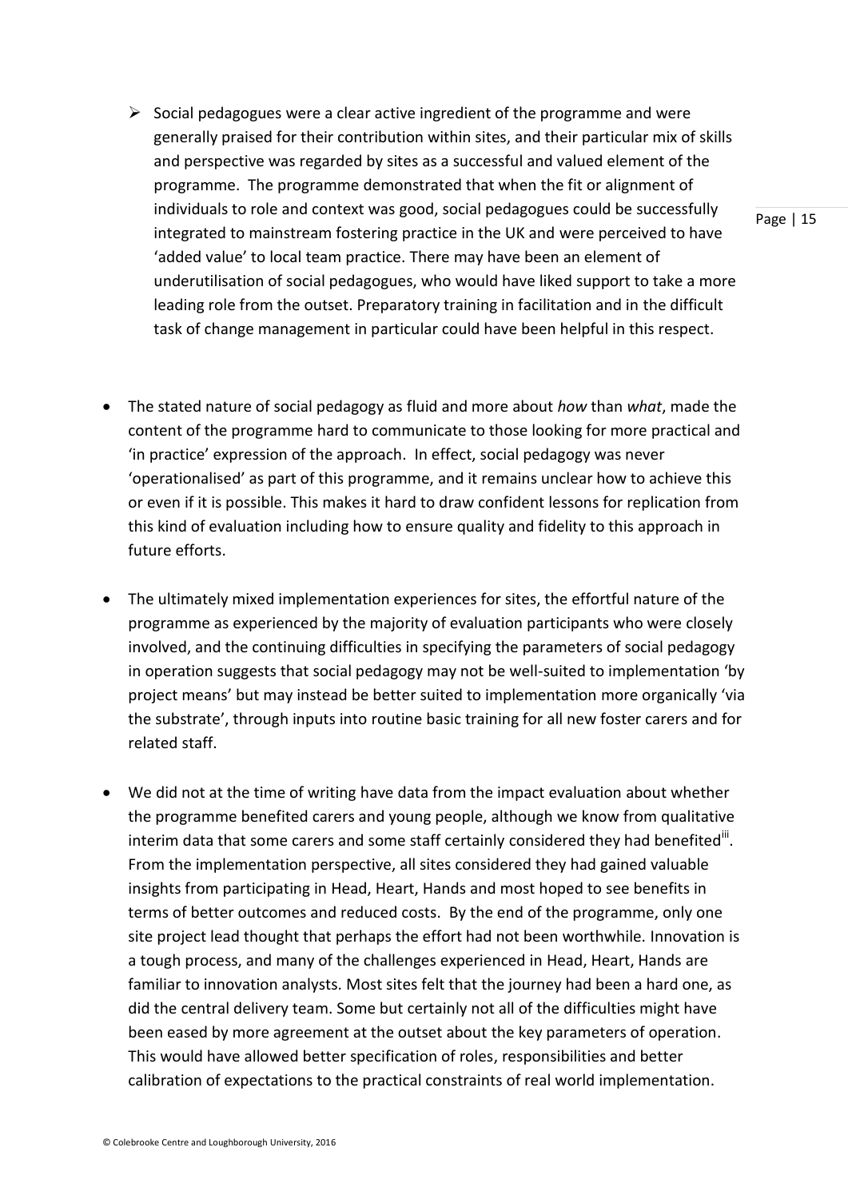- Social pedagogues were a clear active ingredient of the programme and were generally praised for their contribution within sites, and their particular mix of skills and perspective was regarded by sites as a successful and valued element of the programme. The programme demonstrated that when the fit or alignment of individuals to role and context was good, social pedagogues could be successfully integrated to mainstream fostering practice in the UK and were perceived to have 'added value' to local team practice. There may have been an element of underutilisation of social pedagogues, who would have liked support to take a more leading role from the outset. Preparatory training in facilitation and in the difficult task of change management in particular could have been helpful in this respect.

- The stated nature of social pedagogy as fluid and more about *how* than *what*, made the content of the programme hard to communicate to those looking for more practical and 'in practice' expression of the approach. In effect, social pedagogy was never 'operationalised' as part of this programme, and it remains unclear how to achieve this or even if it is possible. This makes it hard to draw confident lessons for replication from this kind of evaluation including how to ensure quality and fidelity to this approach in future efforts.

- The ultimately mixed implementation experiences for sites, the effortful nature of the programme as experienced by the majority of evaluation participants who were closely involved, and the continuing difficulties in specifying the parameters of social pedagogy in operation suggests that social pedagogy may not be well-suited to implementation 'by project means' but may instead be better suited to implementation more organically 'via the substrate', through inputs into routine basic training for all new foster carers and for related staff.

- We did not at the time of writing have data from the impact evaluation about whether the programme benefited carers and young people, although we know from qualitative interim data that some carers and some staff certainly considered they had benefited[iii]. From the implementation perspective, all sites considered they had gained valuable insights from participating in Head, Heart, Hands and most hoped to see benefits in terms of better outcomes and reduced costs. By the end of the programme, only one site project lead thought that perhaps the effort had not been worthwhile. Innovation is a tough process, and many of the challenges experienced in Head, Heart, Hands are familiar to innovation analysts. Most sites felt that the journey had been a hard one, as did the central delivery team. Some but certainly not all of the difficulties might have been eased by more agreement at the outset about the key parameters of operation. This would have allowed better specification of roles, responsibilities and better calibration of expectations to the practical constraints of real world implementation.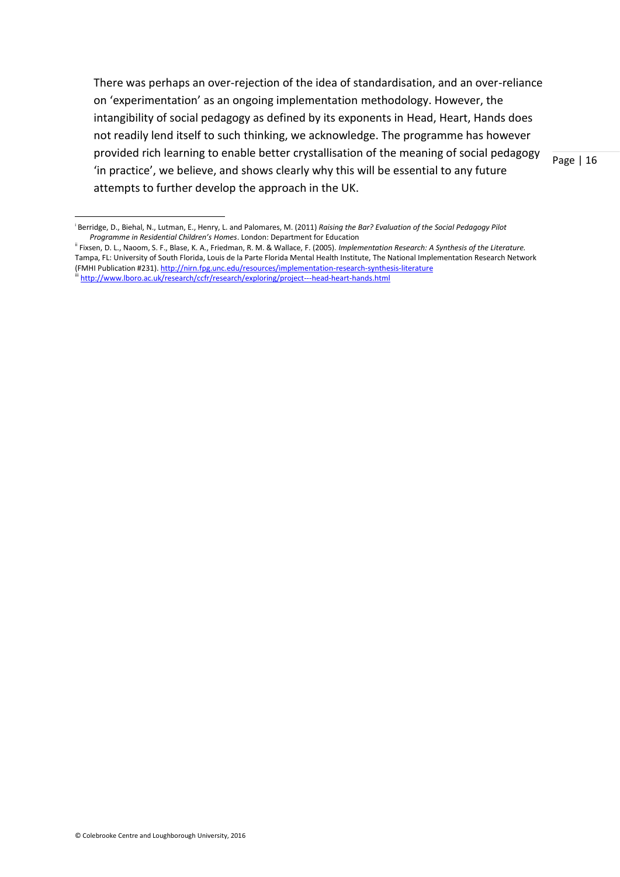There was perhaps an over-rejection of the idea of standardisation, and an over-reliance on 'experimentation' as an ongoing implementation methodology. However, the intangibility of social pedagogy as defined by its exponents in Head, Heart, Hands does not readily lend itself to such thinking, we acknowledge. The programme has however provided rich learning to enable better crystallisation of the meaning of social pedagogy 'in practice', we believe, and shows clearly why this will be essential to any future attempts to further develop the approach in the UK.

---

[i] Berridge, D., Biehal, N., Lutman, E., Henry, L. and Palomares, M. (2011) *Raising the Bar? Evaluation of the Social Pedagogy Pilot Programme in Residential Children's Homes*. London: Department for Education

[ii] Fixsen, D. L., Naoom, S. F., Blase, K. A., Friedman, R. M. & Wallace, F. (2005). *Implementation Research: A Synthesis of the Literature.* Tampa, FL: University of South Florida, Louis de la Parte Florida Mental Health Institute, The National Implementation Research Network (FMHI Publication #231). http://nirn.fpg.unc.edu/resources/implementation-research-synthesis-literature

[iii] http://www.lboro.ac.uk/research/ccfr/research/exploring/project---head-heart-hands.html

© Colebrooke Centre and Loughborough University, 2016